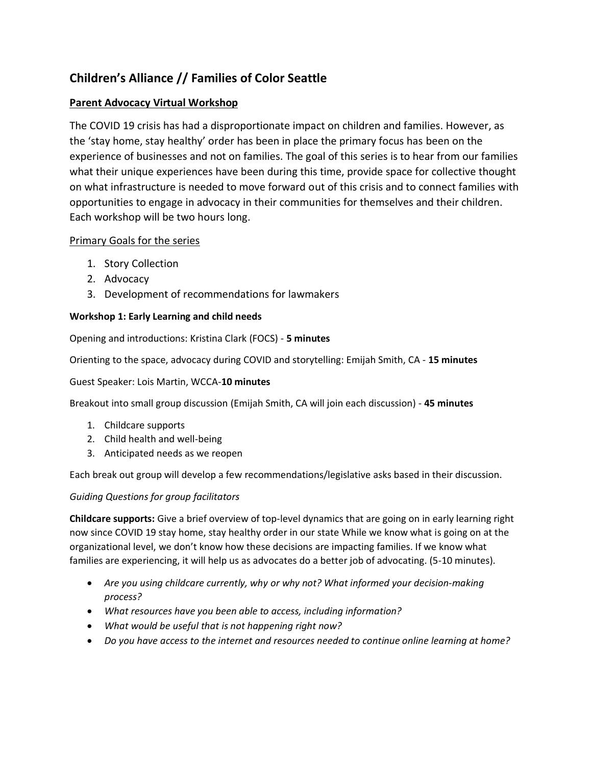# Children's Alliance // Families of Color Seattle

## Parent Advocacy Virtual Workshop

The COVID 19 crisis has had a disproportionate impact on children and families. However, as the 'stay home, stay healthy' order has been in place the primary focus has been on the experience of businesses and not on families. The goal of this series is to hear from our families what their unique experiences have been during this time, provide space for collective thought on what infrastructure is needed to move forward out of this crisis and to connect families with opportunities to engage in advocacy in their communities for themselves and their children. Each workshop will be two hours long.

### Primary Goals for the series

1. Story Collection
2. Advocacy
3. Development of recommendations for lawmakers

**Workshop 1: Early Learning and child needs**

Opening and introductions: Kristina Clark (FOCS) - **5 minutes**

Orienting to the space, advocacy during COVID and storytelling: Emijah Smith, CA - **15 minutes**

Guest Speaker: Lois Martin, WCCA-**10 minutes**

Breakout into small group discussion (Emijah Smith, CA will join each discussion) - **45 minutes**

1. Childcare supports
2. Child health and well-being
3. Anticipated needs as we reopen

Each break out group will develop a few recommendations/legislative asks based in their discussion.

*Guiding Questions for group facilitators*

**Childcare supports:** Give a brief overview of top-level dynamics that are going on in early learning right now since COVID 19 stay home, stay healthy order in our state While we know what is going on at the organizational level, we don't know how these decisions are impacting families. If we know what families are experiencing, it will help us as advocates do a better job of advocating. (5-10 minutes).

- *Are you using childcare currently, why or why not? What informed your decision-making process?*
- *What resources have you been able to access, including information?*
- *What would be useful that is not happening right now?*
- *Do you have access to the internet and resources needed to continue online learning at home?*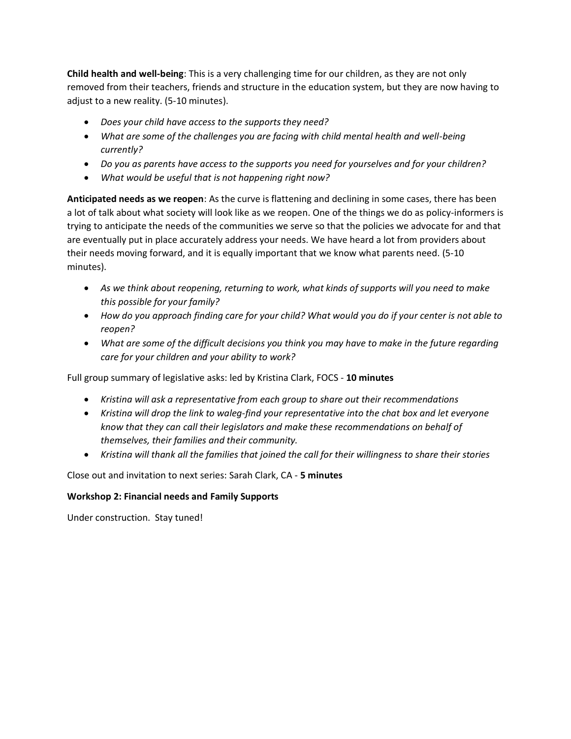**Child health and well-being**: This is a very challenging time for our children, as they are not only removed from their teachers, friends and structure in the education system, but they are now having to adjust to a new reality. (5-10 minutes).

- *Does your child have access to the supports they need?*
- *What are some of the challenges you are facing with child mental health and well-being currently?*
- *Do you as parents have access to the supports you need for yourselves and for your children?*
- *What would be useful that is not happening right now?*

**Anticipated needs as we reopen**: As the curve is flattening and declining in some cases, there has been a lot of talk about what society will look like as we reopen. One of the things we do as policy-informers is trying to anticipate the needs of the communities we serve so that the policies we advocate for and that are eventually put in place accurately address your needs. We have heard a lot from providers about their needs moving forward, and it is equally important that we know what parents need. (5-10 minutes).

- *As we think about reopening, returning to work, what kinds of supports will you need to make this possible for your family?*
- *How do you approach finding care for your child? What would you do if your center is not able to reopen?*
- *What are some of the difficult decisions you think you may have to make in the future regarding care for your children and your ability to work?*

Full group summary of legislative asks: led by Kristina Clark, FOCS - **10 minutes**

- *Kristina will ask a representative from each group to share out their recommendations*
- *Kristina will drop the link to waleg-find your representative into the chat box and let everyone know that they can call their legislators and make these recommendations on behalf of themselves, their families and their community.*
- *Kristina will thank all the families that joined the call for their willingness to share their stories*

Close out and invitation to next series: Sarah Clark, CA - **5 minutes**

**Workshop 2: Financial needs and Family Supports**

Under construction. Stay tuned!